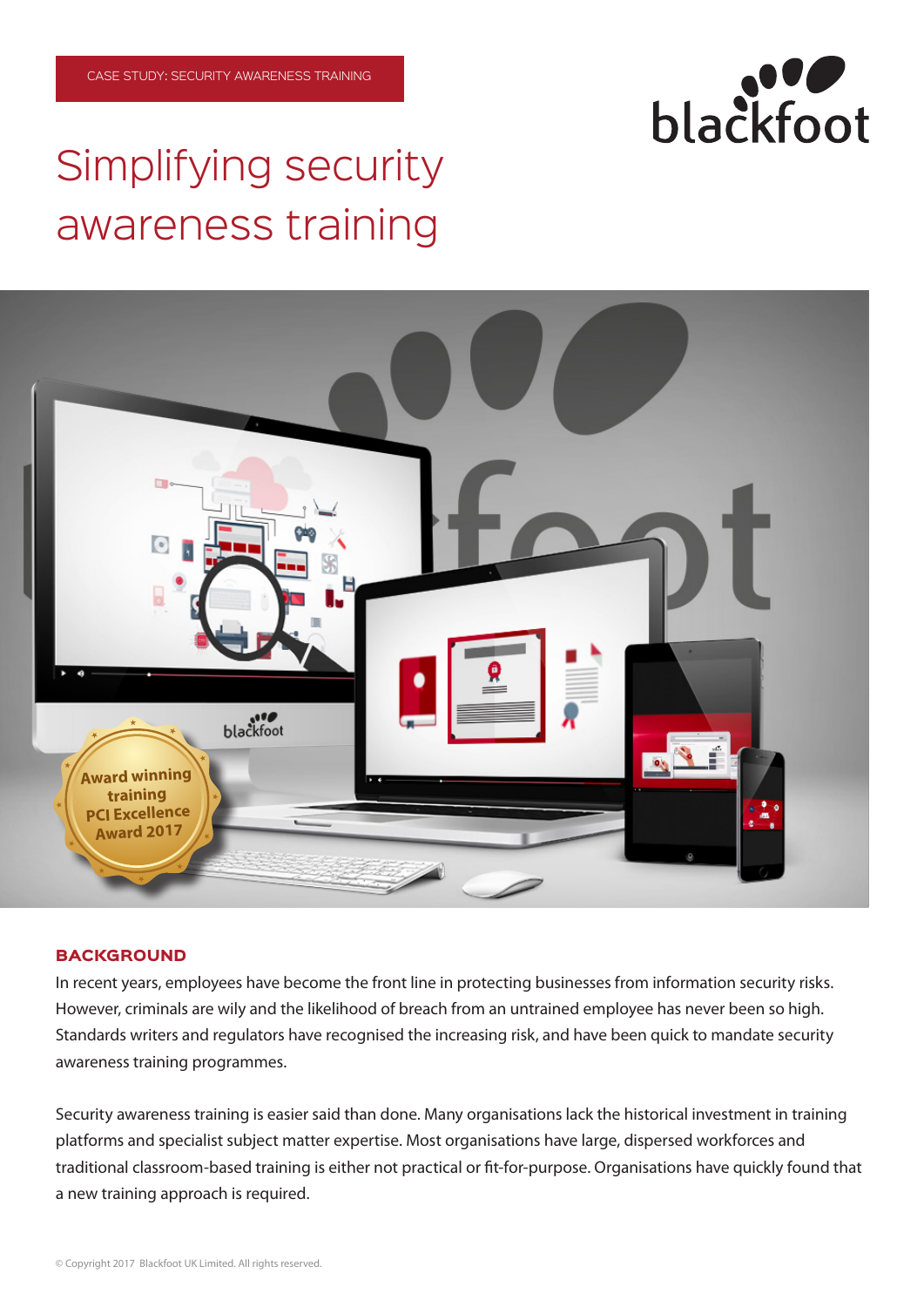CASE STUDY: SECURITY AWARENESS TRAINING

# Simplifying security awareness training

## BACKGROUND

In recent years, employees have become the front line in protecting businesses from information security risks. However, criminals are wily and the likelihood of breach from an untrained employee has never been so high. Standards writers and regulators have recognised the increasing risk, and have been quick to mandate security awareness training programmes.

Security awareness training is easier said than done. Many organisations lack the historical investment in training platforms and specialist subject matter expertise. Most organisations have large, dispersed workforces and traditional classroom-based training is either not practical or fit-for-purpose. Organisations have quickly found that a new training approach is required.

© Copyright 2017 Blackfoot UK Limited. All rights reserved.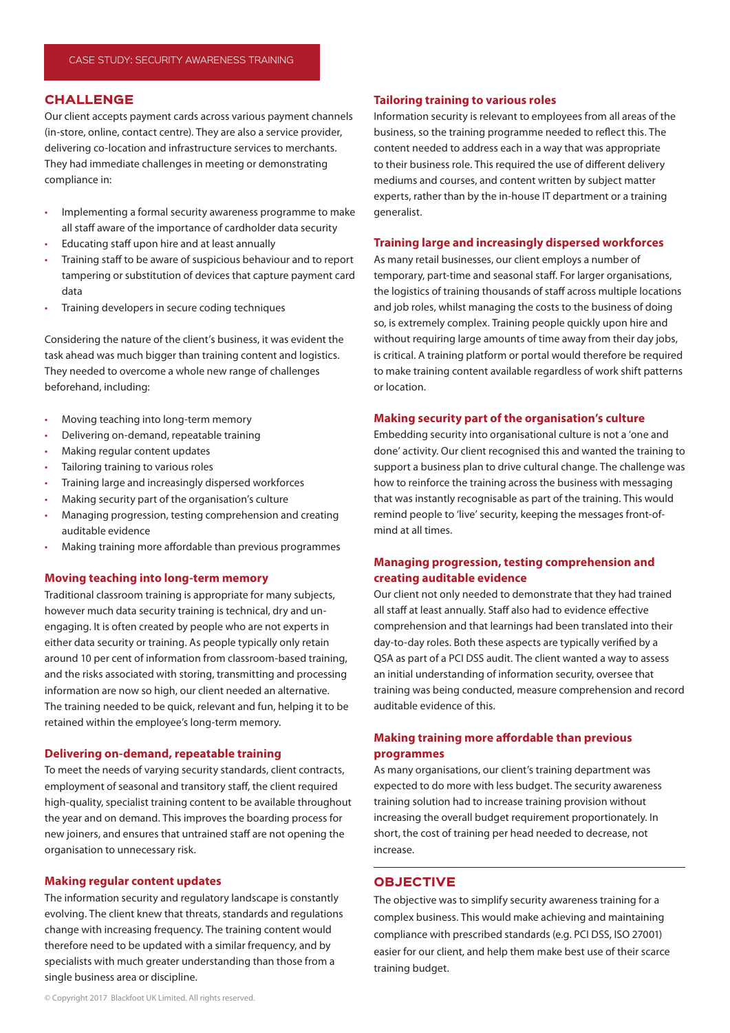CASE STUDY: SECURITY AWARENESS TRAINING

## CHALLENGE

Our client accepts payment cards across various payment channels (in-store, online, contact centre). They are also a service provider, delivering co-location and infrastructure services to merchants. They had immediate challenges in meeting or demonstrating compliance in:

- Implementing a formal security awareness programme to make all staff aware of the importance of cardholder data security
- Educating staff upon hire and at least annually
- Training staff to be aware of suspicious behaviour and to report tampering or substitution of devices that capture payment card data
- Training developers in secure coding techniques

Considering the nature of the client's business, it was evident the task ahead was much bigger than training content and logistics. They needed to overcome a whole new range of challenges beforehand, including:

- Moving teaching into long-term memory
- Delivering on-demand, repeatable training
- Making regular content updates
- Tailoring training to various roles
- Training large and increasingly dispersed workforces
- Making security part of the organisation's culture
- Managing progression, testing comprehension and creating auditable evidence
- Making training more affordable than previous programmes

### Moving teaching into long-term memory

Traditional classroom training is appropriate for many subjects, however much data security training is technical, dry and un-engaging. It is often created by people who are not experts in either data security or training. As people typically only retain around 10 per cent of information from classroom-based training, and the risks associated with storing, transmitting and processing information are now so high, our client needed an alternative. The training needed to be quick, relevant and fun, helping it to be retained within the employee's long-term memory.

### Delivering on-demand, repeatable training

To meet the needs of varying security standards, client contracts, employment of seasonal and transitory staff, the client required high-quality, specialist training content to be available throughout the year and on demand. This improves the boarding process for new joiners, and ensures that untrained staff are not opening the organisation to unnecessary risk.

### Making regular content updates

The information security and regulatory landscape is constantly evolving. The client knew that threats, standards and regulations change with increasing frequency. The training content would therefore need to be updated with a similar frequency, and by specialists with much greater understanding than those from a single business area or discipline.

### Tailoring training to various roles

Information security is relevant to employees from all areas of the business, so the training programme needed to reflect this. The content needed to address each in a way that was appropriate to their business role. This required the use of different delivery mediums and courses, and content written by subject matter experts, rather than by the in-house IT department or a training generalist.

### Training large and increasingly dispersed workforces

As many retail businesses, our client employs a number of temporary, part-time and seasonal staff. For larger organisations, the logistics of training thousands of staff across multiple locations and job roles, whilst managing the costs to the business of doing so, is extremely complex. Training people quickly upon hire and without requiring large amounts of time away from their day jobs, is critical. A training platform or portal would therefore be required to make training content available regardless of work shift patterns or location.

### Making security part of the organisation's culture

Embedding security into organisational culture is not a 'one and done' activity. Our client recognised this and wanted the training to support a business plan to drive cultural change. The challenge was how to reinforce the training across the business with messaging that was instantly recognisable as part of the training. This would remind people to 'live' security, keeping the messages front-of-mind at all times.

### Managing progression, testing comprehension and creating auditable evidence

Our client not only needed to demonstrate that they had trained all staff at least annually. Staff also had to evidence effective comprehension and that learnings had been translated into their day-to-day roles. Both these aspects are typically verified by a QSA as part of a PCI DSS audit. The client wanted a way to assess an initial understanding of information security, oversee that training was being conducted, measure comprehension and record auditable evidence of this.

### Making training more affordable than previous programmes

As many organisations, our client's training department was expected to do more with less budget. The security awareness training solution had to increase training provision without increasing the overall budget requirement proportionately. In short, the cost of training per head needed to decrease, not increase.

## OBJECTIVE

The objective was to simplify security awareness training for a complex business. This would make achieving and maintaining compliance with prescribed standards (e.g. PCI DSS, ISO 27001) easier for our client, and help them make best use of their scarce training budget.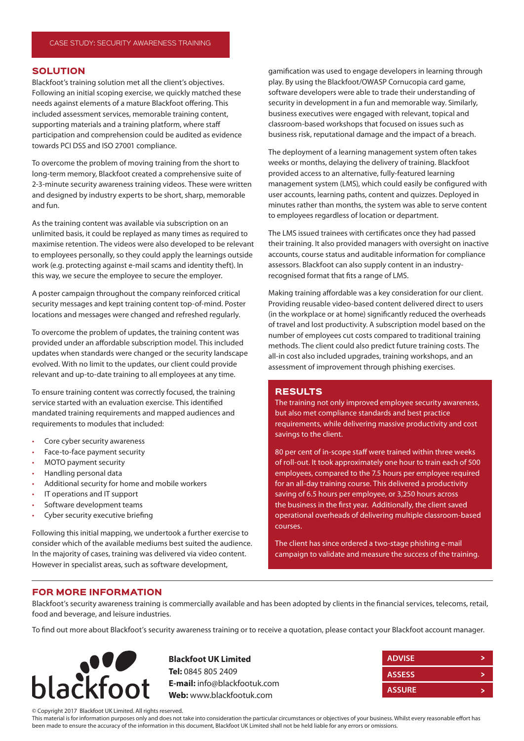CASE STUDY: SECURITY AWARENESS TRAINING

## SOLUTION

Blackfoot's training solution met all the client's objectives. Following an initial scoping exercise, we quickly matched these needs against elements of a mature Blackfoot offering. This included assessment services, memorable training content, supporting materials and a training platform, where staff participation and comprehension could be audited as evidence towards PCI DSS and ISO 27001 compliance.

To overcome the problem of moving training from the short to long-term memory, Blackfoot created a comprehensive suite of 2-3-minute security awareness training videos. These were written and designed by industry experts to be short, sharp, memorable and fun.

As the training content was available via subscription on an unlimited basis, it could be replayed as many times as required to maximise retention. The videos were also developed to be relevant to employees personally, so they could apply the learnings outside work (e.g. protecting against e-mail scams and identity theft). In this way, we secure the employee to secure the employer.

A poster campaign throughout the company reinforced critical security messages and kept training content top-of-mind. Poster locations and messages were changed and refreshed regularly.

To overcome the problem of updates, the training content was provided under an affordable subscription model. This included updates when standards were changed or the security landscape evolved. With no limit to the updates, our client could provide relevant and up-to-date training to all employees at any time.

To ensure training content was correctly focused, the training service started with an evaluation exercise. This identified mandated training requirements and mapped audiences and requirements to modules that included:

- Core cyber security awareness
- Face-to-face payment security
- MOTO payment security
- Handling personal data
- Additional security for home and mobile workers
- IT operations and IT support
- Software development teams
- Cyber security executive briefing

Following this initial mapping, we undertook a further exercise to consider which of the available mediums best suited the audience. In the majority of cases, training was delivered via video content. However in specialist areas, such as software development, gamification was used to engage developers in learning through play. By using the Blackfoot/OWASP Cornucopia card game, software developers were able to trade their understanding of security in development in a fun and memorable way. Similarly, business executives were engaged with relevant, topical and classroom-based workshops that focused on issues such as business risk, reputational damage and the impact of a breach.

The deployment of a learning management system often takes weeks or months, delaying the delivery of training. Blackfoot provided access to an alternative, fully-featured learning management system (LMS), which could easily be configured with user accounts, learning paths, content and quizzes. Deployed in minutes rather than months, the system was able to serve content to employees regardless of location or department.

The LMS issued trainees with certificates once they had passed their training. It also provided managers with oversight on inactive accounts, course status and auditable information for compliance assessors. Blackfoot can also supply content in an industry-recognised format that fits a range of LMS.

Making training affordable was a key consideration for our client. Providing reusable video-based content delivered direct to users (in the workplace or at home) significantly reduced the overheads of travel and lost productivity. A subscription model based on the number of employees cut costs compared to traditional training methods. The client could also predict future training costs. The all-in cost also included upgrades, training workshops, and an assessment of improvement through phishing exercises.

## RESULTS

The training not only improved employee security awareness, but also met compliance standards and best practice requirements, while delivering massive productivity and cost savings to the client.

80 per cent of in-scope staff were trained within three weeks of roll-out. It took approximately one hour to train each of 500 employees, compared to the 7.5 hours per employee required for an all-day training course. This delivered a productivity saving of 6.5 hours per employee, or 3,250 hours across the business in the first year. Additionally, the client saved operational overheads of delivering multiple classroom-based courses.

The client has since ordered a two-stage phishing e-mail campaign to validate and measure the success of the training.

## FOR MORE INFORMATION

Blackfoot's security awareness training is commercially available and has been adopted by clients in the financial services, telecoms, retail, food and beverage, and leisure industries.

To find out more about Blackfoot's security awareness training or to receive a quotation, please contact your Blackfoot account manager.

blackfoot

**Blackfoot UK Limited**
**Tel:** 0845 805 2409
**E-mail:** info@blackfootuk.com
**Web:** www.blackfootuk.com

ADVISE >
ASSESS >
ASSURE >

© Copyright 2017 Blackfoot UK Limited. All rights reserved.
This material is for information purposes only and does not take into consideration the particular circumstances or objectives of your business. Whilst every reasonable effort has been made to ensure the accuracy of the information in this document, Blackfoot UK Limited shall not be held liable for any errors or omissions.